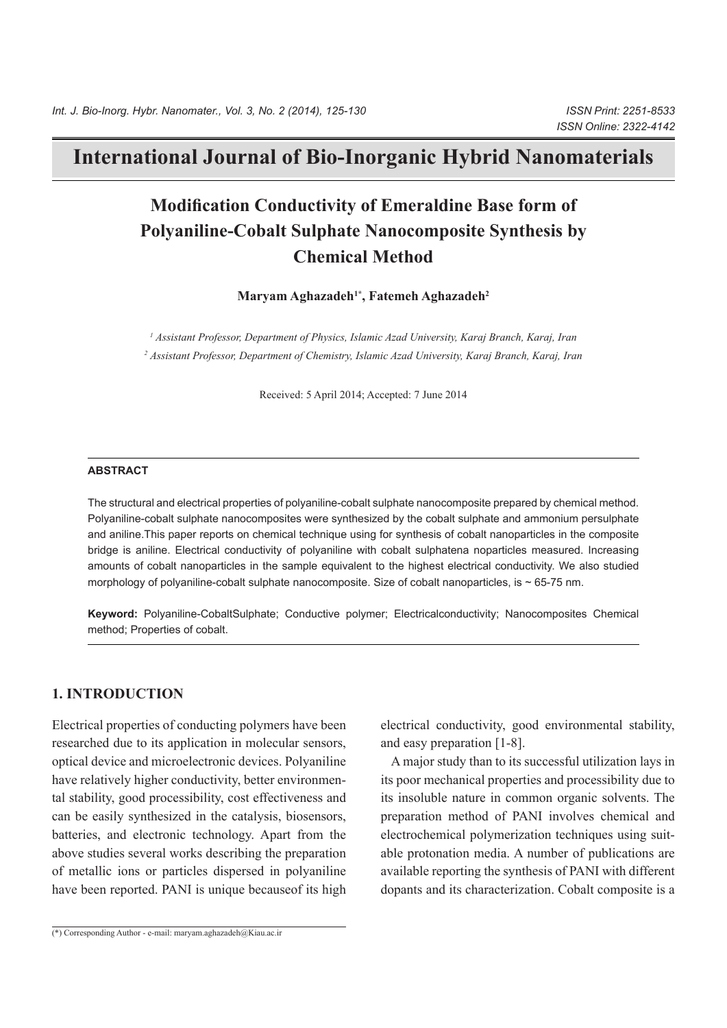# International Journal of Bio-Inorganic Hybrid Nanomaterials

## Modification Conductivity of Emeraldine Base form of Polyaniline-Cobalt Sulphate Nanocomposite Synthesis by Chemical Method

**Maryam Aghazadeh[1*], Fatemeh Aghazadeh[2]**

*[1] Assistant Professor, Department of Physics, Islamic Azad University, Karaj Branch, Karaj, Iran*
*[2] Assistant Professor, Department of Chemistry, Islamic Azad University, Karaj Branch, Karaj, Iran*

Received: 5 April 2014; Accepted: 7 June 2014

---

**ABSTRACT**

The structural and electrical properties of polyaniline-cobalt sulphate nanocomposite prepared by chemical method. Polyaniline-cobalt sulphate nanocomposites were synthesized by the cobalt sulphate and ammonium persulphate and aniline.This paper reports on chemical technique using for synthesis of cobalt nanoparticles in the composite bridge is aniline. Electrical conductivity of polyaniline with cobalt sulphatena noparticles measured. Increasing amounts of cobalt nanoparticles in the sample equivalent to the highest electrical conductivity. We also studied morphology of polyaniline-cobalt sulphate nanocomposite. Size of cobalt nanoparticles, is ~ 65-75 nm.

**Keyword:** Polyaniline-CobaltSulphate; Conductive polymer; Electricalconductivity; Nanocomposites Chemical method; Properties of cobalt.

---

## 1. INTRODUCTION

Electrical properties of conducting polymers have been researched due to its application in molecular sensors, optical device and microelectronic devices. Polyaniline have relatively higher conductivity, better environmental stability, good processibility, cost effectiveness and can be easily synthesized in the catalysis, biosensors, batteries, and electronic technology. Apart from the above studies several works describing the preparation of metallic ions or particles dispersed in polyaniline have been reported. PANI is unique becauseof its high electrical conductivity, good environmental stability, and easy preparation [1-8].

A major study than to its successful utilization lays in its poor mechanical properties and processibility due to its insoluble nature in common organic solvents. The preparation method of PANI involves chemical and electrochemical polymerization techniques using suitable protonation media. A number of publications are available reporting the synthesis of PANI with different dopants and its characterization. Cobalt composite is a

(*) Corresponding Author - e-mail: maryam.aghazadeh@Kiau.ac.ir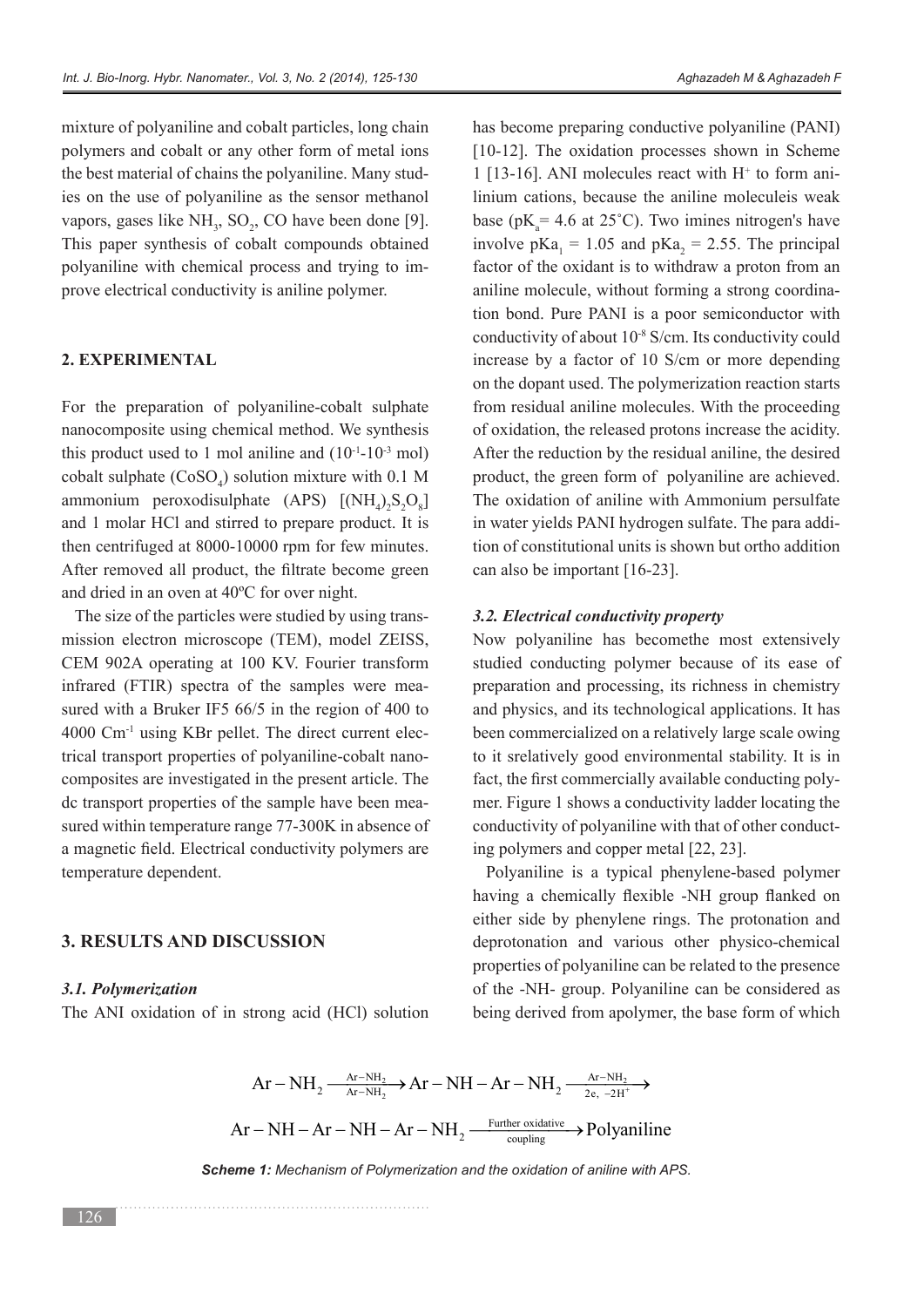mixture of polyaniline and cobalt particles, long chain polymers and cobalt or any other form of metal ions the best material of chains the polyaniline. Many studies on the use of polyaniline as the sensor methanol vapors, gases like $NH_3$, $SO_2$, CO have been done [9]. This paper synthesis of cobalt compounds obtained polyaniline with chemical process and trying to improve electrical conductivity is aniline polymer.

## 2. EXPERIMENTAL

For the preparation of polyaniline-cobalt sulphate nanocomposite using chemical method. We synthesis this product used to 1 mol aniline and ($10^{-1}$-$10^{-3}$ mol) cobalt sulphate ($CoSO_4$) solution mixture with 0.1 M ammonium peroxodisulphate (APS) [$(NH_4)_2S_2O_8$] and 1 molar HCl and stirred to prepare product. It is then centrifuged at 8000-10000 rpm for few minutes. After removed all product, the filtrate become green and dried in an oven at 40ºC for over night.

The size of the particles were studied by using transmission electron microscope (TEM), model ZEISS, CEM 902A operating at 100 KV. Fourier transform infrared (FTIR) spectra of the samples were measured with a Bruker IF5 66/5 in the region of 400 to 4000 $Cm^{-1}$ using KBr pellet. The direct current electrical transport properties of polyaniline-cobalt nanocomposites are investigated in the present article. The dc transport properties of the sample have been measured within temperature range 77-300K in absence of a magnetic field. Electrical conductivity polymers are temperature dependent.

## 3. RESULTS AND DISCUSSION

### *3.1. Polymerization*

The ANI oxidation of in strong acid (HCl) solution has become preparing conductive polyaniline (PANI) [10-12]. The oxidation processes shown in Scheme 1 [13-16]. ANI molecules react with $H^+$ to form anilinium cations, because the aniline moleculeis weak base ($pK_a$= 4.6 at 25˚C). Two imines nitrogen's have involve $pKa_1$ = 1.05 and $pKa_2$ = 2.55. The principal factor of the oxidant is to withdraw a proton from an aniline molecule, without forming a strong coordination bond. Pure PANI is a poor semiconductor with conductivity of about $10^{-8}$ S/cm. Its conductivity could increase by a factor of 10 S/cm or more depending on the dopant used. The polymerization reaction starts from residual aniline molecules. With the proceeding of oxidation, the released protons increase the acidity. After the reduction by the residual aniline, the desired product, the green form of polyaniline are achieved. The oxidation of aniline with Ammonium persulfate in water yields PANI hydrogen sulfate. The para addition of constitutional units is shown but ortho addition can also be important [16-23].

### *3.2. Electrical conductivity property*

Now polyaniline has becomethe most extensively studied conducting polymer because of its ease of preparation and processing, its richness in chemistry and physics, and its technological applications. It has been commercialized on a relatively large scale owing to it srelatively good environmental stability. It is in fact, the first commercially available conducting polymer. Figure 1 shows a conductivity ladder locating the conductivity of polyaniline with that of other conducting polymers and copper metal [22, 23].

Polyaniline is a typical phenylene-based polymer having a chemically flexible -NH group flanked on either side by phenylene rings. The protonation and deprotonation and various other physico-chemical properties of polyaniline can be related to the presence of the -NH- group. Polyaniline can be considered as being derived from apolymer, the base form of which

$$Ar-NH_2 \xrightarrow[Ar-NH_2]{Ar-NH_2} Ar-NH-Ar-NH_2 \xrightarrow[2e,\ -2H^+]{Ar-NH_2}$$

$$Ar-NH-Ar-NH-Ar-NH_2 \xrightarrow[\text{coupling}]{\text{Further oxidative}} \text{Polyaniline}$$

***Scheme 1:*** *Mechanism of Polymerization and the oxidation of aniline with APS.*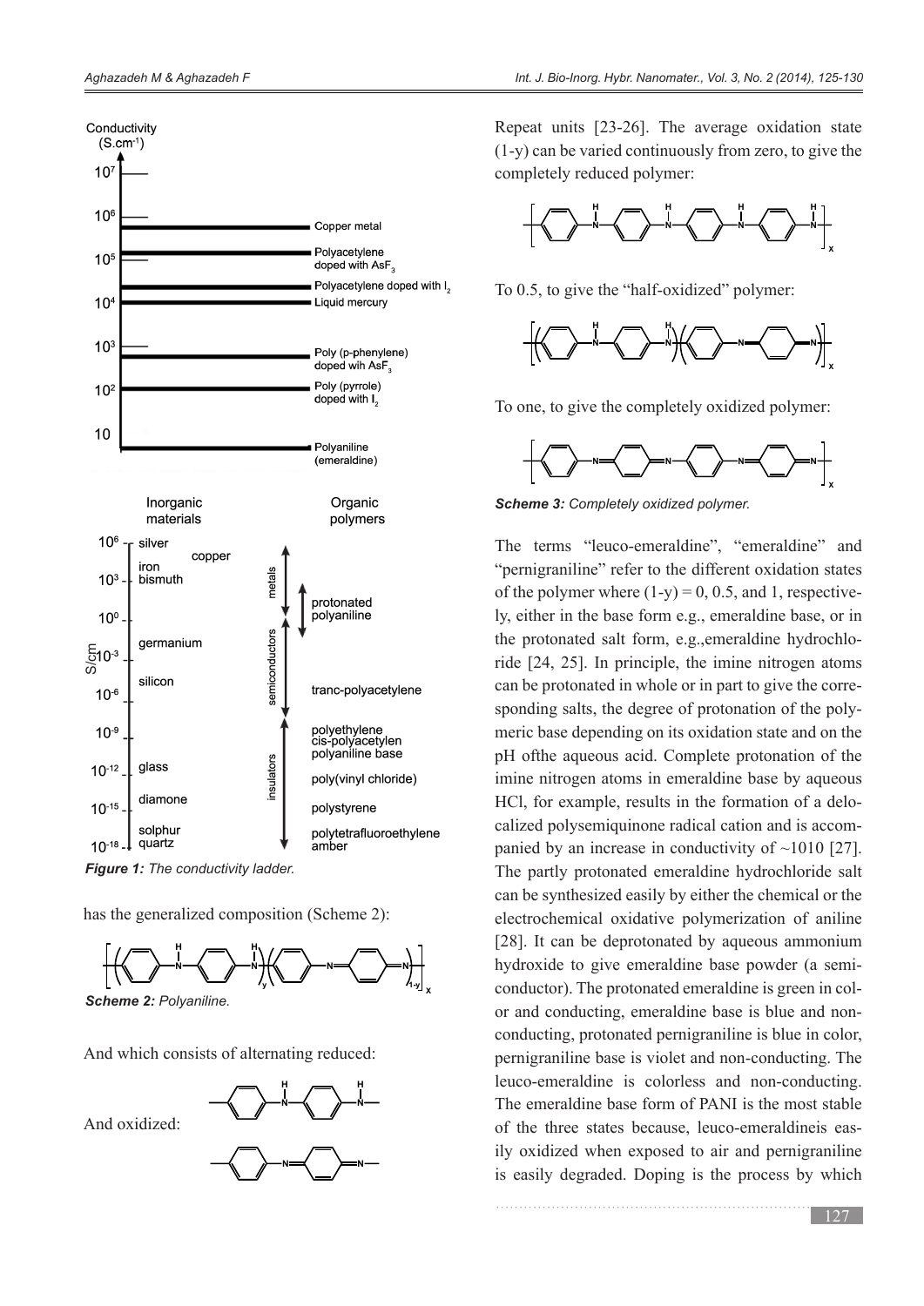Figure 1: The conductivity ladder.

has the generalized composition (Scheme 2):

*Scheme 2: Polyaniline.*

And which consists of alternating reduced:

And oxidized:

Repeat units [23-26]. The average oxidation state (1-y) can be varied continuously from zero, to give the completely reduced polymer:

To 0.5, to give the "half-oxidized" polymer:

To one, to give the completely oxidized polymer:

*Scheme 3: Completely oxidized polymer.*

The terms "leuco-emeraldine", "emeraldine" and "pernigraniline" refer to the different oxidation states of the polymer where (1-y) = 0, 0.5, and 1, respectively, either in the base form e.g., emeraldine base, or in the protonated salt form, e.g.,emeraldine hydrochloride [24, 25]. In principle, the imine nitrogen atoms can be protonated in whole or in part to give the corresponding salts, the degree of protonation of the polymeric base depending on its oxidation state and on the pH ofthe aqueous acid. Complete protonation of the imine nitrogen atoms in emeraldine base by aqueous HCl, for example, results in the formation of a delocalized polysemiquinone radical cation and is accompanied by an increase in conductivity of ~1010 [27]. The partly protonated emeraldine hydrochloride salt can be synthesized easily by either the chemical or the electrochemical oxidative polymerization of aniline [28]. It can be deprotonated by aqueous ammonium hydroxide to give emeraldine base powder (a semiconductor). The protonated emeraldine is green in color and conducting, emeraldine base is blue and nonconducting, protonated pernigraniline is blue in color, pernigraniline base is violet and non-conducting. The leuco-emeraldine is colorless and non-conducting. The emeraldine base form of PANI is the most stable of the three states because, leuco-emeraldineis easily oxidized when exposed to air and pernigraniline is easily degraded. Doping is the process by which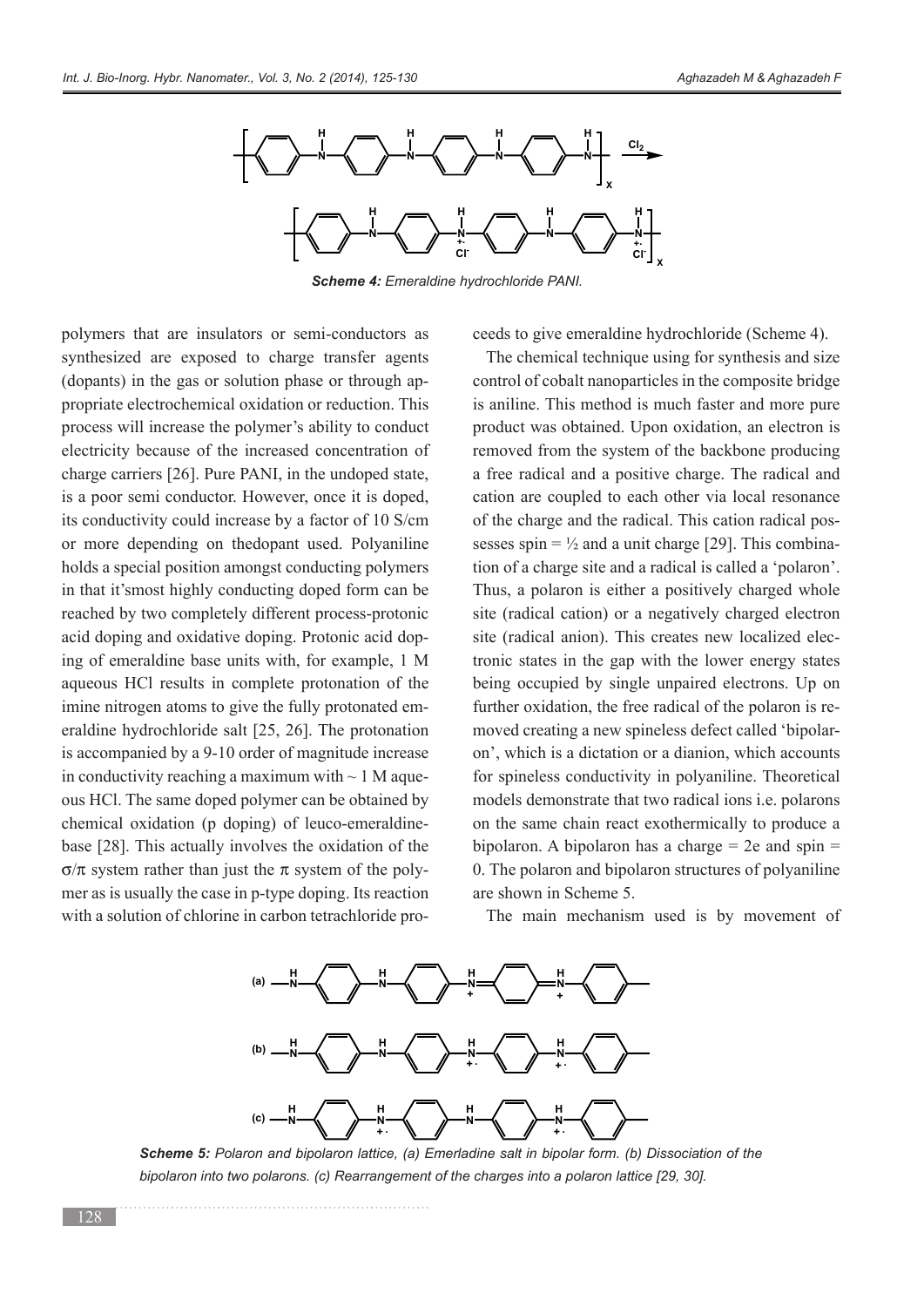*Scheme 4: Emeraldine hydrochloride PANI.*

polymers that are insulators or semi-conductors as synthesized are exposed to charge transfer agents (dopants) in the gas or solution phase or through appropriate electrochemical oxidation or reduction. This process will increase the polymer's ability to conduct electricity because of the increased concentration of charge carriers [26]. Pure PANI, in the undoped state, is a poor semi conductor. However, once it is doped, its conductivity could increase by a factor of 10 S/cm or more depending on thedopant used. Polyaniline holds a special position amongst conducting polymers in that it'smost highly conducting doped form can be reached by two completely different process-protonic acid doping and oxidative doping. Protonic acid doping of emeraldine base units with, for example, 1 M aqueous HCl results in complete protonation of the imine nitrogen atoms to give the fully protonated emeraldine hydrochloride salt [25, 26]. The protonation is accompanied by a 9-10 order of magnitude increase in conductivity reaching a maximum with ~ 1 M aqueous HCl. The same doped polymer can be obtained by chemical oxidation (p doping) of leuco-emeraldine-base [28]. This actually involves the oxidation of the $\sigma/\pi$ system rather than just the $\pi$ system of the polymer as is usually the case in p-type doping. Its reaction with a solution of chlorine in carbon tetrachloride proceeds to give emeraldine hydrochloride (Scheme 4).

The chemical technique using for synthesis and size control of cobalt nanoparticles in the composite bridge is aniline. This method is much faster and more pure product was obtained. Upon oxidation, an electron is removed from the system of the backbone producing a free radical and a positive charge. The radical and cation are coupled to each other via local resonance of the charge and the radical. This cation radical possesses spin = ½ and a unit charge [29]. This combination of a charge site and a radical is called a 'polaron'. Thus, a polaron is either a positively charged whole site (radical cation) or a negatively charged electron site (radical anion). This creates new localized electronic states in the gap with the lower energy states being occupied by single unpaired electrons. Up on further oxidation, the free radical of the polaron is removed creating a new spineless defect called 'bipolaron', which is a dictation or a dianion, which accounts for spineless conductivity in polyaniline. Theoretical models demonstrate that two radical ions i.e. polarons on the same chain react exothermically to produce a bipolaron. A bipolaron has a charge = 2e and spin = 0. The polaron and bipolaron structures of polyaniline are shown in Scheme 5.

The main mechanism used is by movement of

*Scheme 5: Polaron and bipolaron lattice, (a) Emerladine salt in bipolar form. (b) Dissociation of the bipolaron into two polarons. (c) Rearrangement of the charges into a polaron lattice [29, 30].*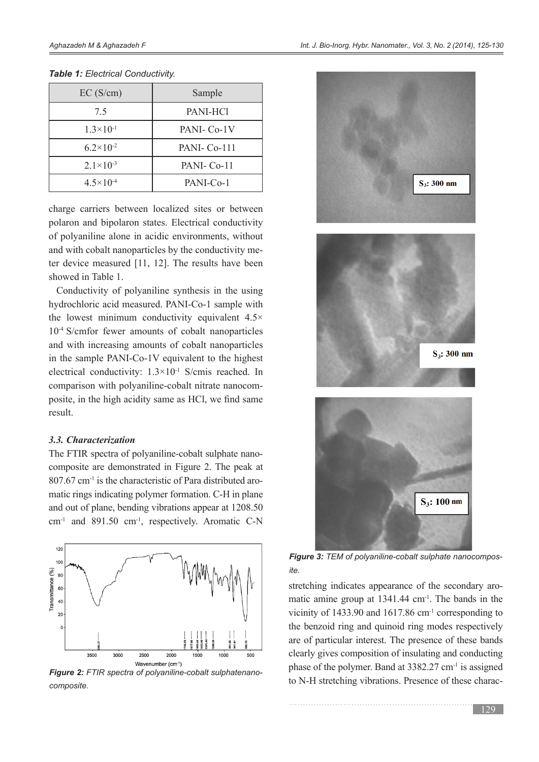*Table 1: Electrical Conductivity.*

| EC (S/cm) | Sample |
|---|---|
| 7.5 | PANI-HCl |
| $1.3\times10^{-1}$ | PANI- Co-1V |
| $6.2\times10^{-2}$ | PANI- Co-111 |
| $2.1\times10^{-3}$ | PANI- Co-11 |
| $4.5\times10^{-4}$ | PANI-Co-1 |

charge carriers between localized sites or between polaron and bipolaron states. Electrical conductivity of polyaniline alone in acidic environments, without and with cobalt nanoparticles by the conductivity meter device measured [11, 12]. The results have been showed in Table 1.

Conductivity of polyaniline synthesis in the using hydrochloric acid measured. PANI-Co-1 sample with the lowest minimum conductivity equivalent $4.5\times10^{-4}$ S/cmfor fewer amounts of cobalt nanoparticles and with increasing amounts of cobalt nanoparticles in the sample PANI-Co-1V equivalent to the highest electrical conductivity: $1.3\times10^{-1}$ S/cmis reached. In comparison with polyaniline-cobalt nitrate nanocomposite, in the high acidity same as HCl, we find same result.

### *3.3. Characterization*

The FTIR spectra of polyaniline-cobalt sulphate nanocomposite are demonstrated in Figure 2. The peak at 807.67 $cm^{-1}$ is the characteristic of Para distributed aromatic rings indicating polymer formation. C-H in plane and out of plane, bending vibrations appear at 1208.50 $cm^{-1}$ and 891.50 $cm^{-1}$, respectively. Aromatic C-N stretching indicates appearance of the secondary aromatic amine group at 1341.44 $cm^{-1}$. The bands in the vicinity of 1433.90 and 1617.86 $cm^{-1}$ corresponding to the benzoid ring and quinoid ring modes respectively are of particular interest. The presence of these bands clearly gives composition of insulating and conducting phase of the polymer. Band at 3382.27 $cm^{-1}$ is assigned to N-H stretching vibrations. Presence of these charac-

***Figure 2:*** *FTIR spectra of polyaniline-cobalt sulphatenanocomposite.*

***Figure 3:*** *TEM of polyaniline-cobalt sulphate nanocomposite.*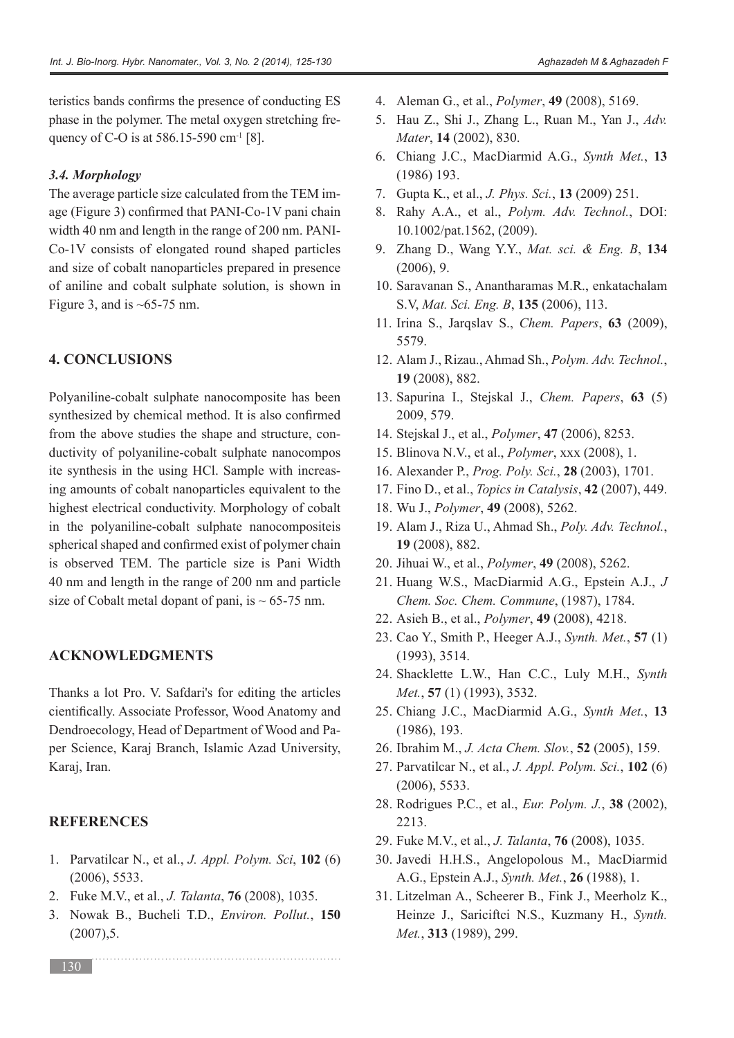teristics bands confirms the presence of conducting ES phase in the polymer. The metal oxygen stretching frequency of C-O is at 586.15-590 $cm^{-1}$ [8].

### *3.4. Morphology*

The average particle size calculated from the TEM image (Figure 3) confirmed that PANI-Co-1V pani chain width 40 nm and length in the range of 200 nm. PANI-Co-1V consists of elongated round shaped particles and size of cobalt nanoparticles prepared in presence of aniline and cobalt sulphate solution, is shown in Figure 3, and is ~65-75 nm.

## 4. CONCLUSIONS

Polyaniline-cobalt sulphate nanocomposite has been synthesized by chemical method. It is also confirmed from the above studies the shape and structure, conductivity of polyaniline-cobalt sulphate nanocompos ite synthesis in the using HCl. Sample with increasing amounts of cobalt nanoparticles equivalent to the highest electrical conductivity. Morphology of cobalt in the polyaniline-cobalt sulphate nanocompositeis spherical shaped and confirmed exist of polymer chain is observed TEM. The particle size is Pani Width 40 nm and length in the range of 200 nm and particle size of Cobalt metal dopant of pani, is ~ 65-75 nm.

## ACKNOWLEDGMENTS

Thanks a lot Pro. V. Safdari's for editing the articles cientifically. Associate Professor, Wood Anatomy and Dendroecology, Head of Department of Wood and Paper Science, Karaj Branch, Islamic Azad University, Karaj, Iran.

## REFERENCES

1. Parvatilcar N., et al., *J. Appl. Polym. Sci*, **102** (6) (2006), 5533.
2. Fuke M.V., et al., *J. Talanta*, **76** (2008), 1035.
3. Nowak B., Bucheli T.D., *Environ. Pollut.*, **150** (2007),5.
4. Aleman G., et al., *Polymer*, **49** (2008), 5169.
5. Hau Z., Shi J., Zhang L., Ruan M., Yan J., *Adv. Mater*, **14** (2002), 830.
6. Chiang J.C., MacDiarmid A.G., *Synth Met.*, **13** (1986) 193.
7. Gupta K., et al., *J. Phys. Sci.*, **13** (2009) 251.
8. Rahy A.A., et al., *Polym. Adv. Technol.*, DOI: 10.1002/pat.1562, (2009).
9. Zhang D., Wang Y.Y., *Mat. sci. & Eng. B*, **134** (2006), 9.
10. Saravanan S., Anantharamas M.R., enkatachalam S.V, *Mat. Sci. Eng. B*, **135** (2006), 113.
11. Irina S., Jarqslav S., *Chem. Papers*, **63** (2009), 5579.
12. Alam J., Rizau., Ahmad Sh., *Polym. Adv. Technol.*, **19** (2008), 882.
13. Sapurina I., Stejskal J., *Chem. Papers*, **63** (5) 2009, 579.
14. Stejskal J., et al., *Polymer*, **47** (2006), 8253.
15. Blinova N.V., et al., *Polymer*, xxx (2008), 1.
16. Alexander P., *Prog. Poly. Sci.*, **28** (2003), 1701.
17. Fino D., et al., *Topics in Catalysis*, **42** (2007), 449.
18. Wu J., *Polymer*, **49** (2008), 5262.
19. Alam J., Riza U., Ahmad Sh., *Poly. Adv. Technol.*, **19** (2008), 882.
20. Jihuai W., et al., *Polymer*, **49** (2008), 5262.
21. Huang W.S., MacDiarmid A.G., Epstein A.J., *J Chem. Soc. Chem. Commune*, (1987), 1784.
22. Asieh B., et al., *Polymer*, **49** (2008), 4218.
23. Cao Y., Smith P., Heeger A.J., *Synth. Met.*, **57** (1) (1993), 3514.
24. Shacklette L.W., Han C.C., Luly M.H., *Synth Met.*, **57** (1) (1993), 3532.
25. Chiang J.C., MacDiarmid A.G., *Synth Met.*, **13** (1986), 193.
26. Ibrahim M., *J. Acta Chem. Slov.*, **52** (2005), 159.
27. Parvatilcar N., et al., *J. Appl. Polym. Sci.*, **102** (6) (2006), 5533.
28. Rodrigues P.C., et al., *Eur. Polym. J.*, **38** (2002), 2213.
29. Fuke M.V., et al., *J. Talanta*, **76** (2008), 1035.
30. Javedi H.H.S., Angelopolous M., MacDiarmid A.G., Epstein A.J., *Synth. Met.*, **26** (1988), 1.
31. Litzelman A., Scheerer B., Fink J., Meerholz K., Heinze J., Sariciftci N.S., Kuzmany H., *Synth. Met.*, **313** (1989), 299.